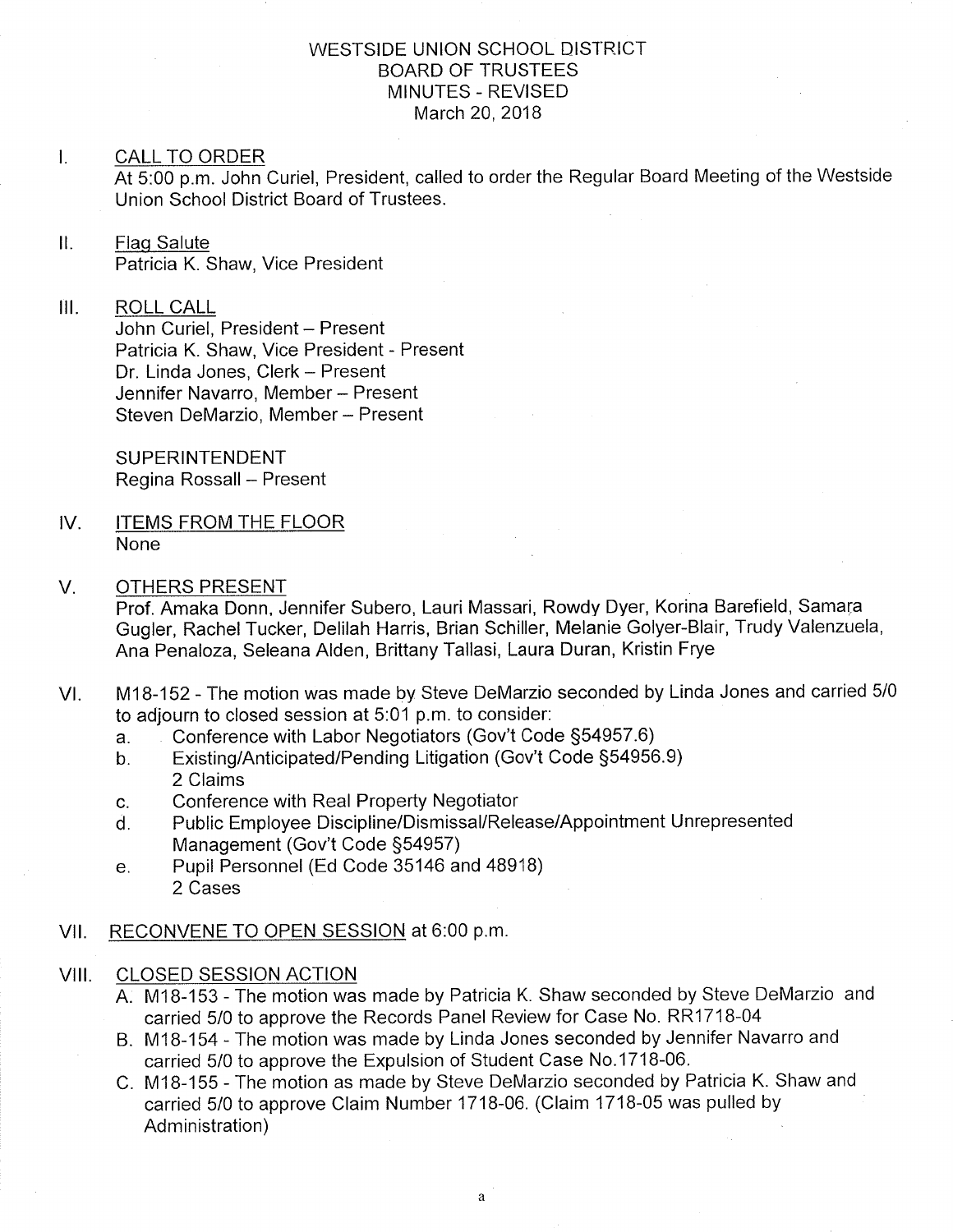# WESTSIDE UNION SCHOOL DISTRICT
## BOARD OF TRUSTEES
## MINUTES - REVISED
March 20, 2018

I. CALL TO ORDER

At 5:00 p.m. John Curiel, President, called to order the Regular Board Meeting of the Westside Union School District Board of Trustees.

II. Flag Salute

Patricia K. Shaw, Vice President

III. ROLL CALL

John Curiel, President – Present
Patricia K. Shaw, Vice President - Present
Dr. Linda Jones, Clerk – Present
Jennifer Navarro, Member – Present
Steven DeMarzio, Member – Present

SUPERINTENDENT
Regina Rossall – Present

IV. ITEMS FROM THE FLOOR

None

V. OTHERS PRESENT

Prof. Amaka Donn, Jennifer Subero, Lauri Massari, Rowdy Dyer, Korina Barefield, Samara Gugler, Rachel Tucker, Delilah Harris, Brian Schiller, Melanie Golyer-Blair, Trudy Valenzuela, Ana Penaloza, Seleana Alden, Brittany Tallasi, Laura Duran, Kristin Frye

VI. M18-152 - The motion was made by Steve DeMarzio seconded by Linda Jones and carried 5/0 to adjourn to closed session at 5:01 p.m. to consider:

a. Conference with Labor Negotiators (Gov't Code §54957.6)
b. Existing/Anticipated/Pending Litigation (Gov't Code §54956.9) 2 Claims
c. Conference with Real Property Negotiator
d. Public Employee Discipline/Dismissal/Release/Appointment Unrepresented Management (Gov't Code §54957)
e. Pupil Personnel (Ed Code 35146 and 48918) 2 Cases

VII. RECONVENE TO OPEN SESSION at 6:00 p.m.

VIII. CLOSED SESSION ACTION

A. M18-153 - The motion was made by Patricia K. Shaw seconded by Steve DeMarzio and carried 5/0 to approve the Records Panel Review for Case No. RR1718-04
B. M18-154 - The motion was made by Linda Jones seconded by Jennifer Navarro and carried 5/0 to approve the Expulsion of Student Case No.1718-06.
C. M18-155 - The motion as made by Steve DeMarzio seconded by Patricia K. Shaw and carried 5/0 to approve Claim Number 1718-06. (Claim 1718-05 was pulled by Administration)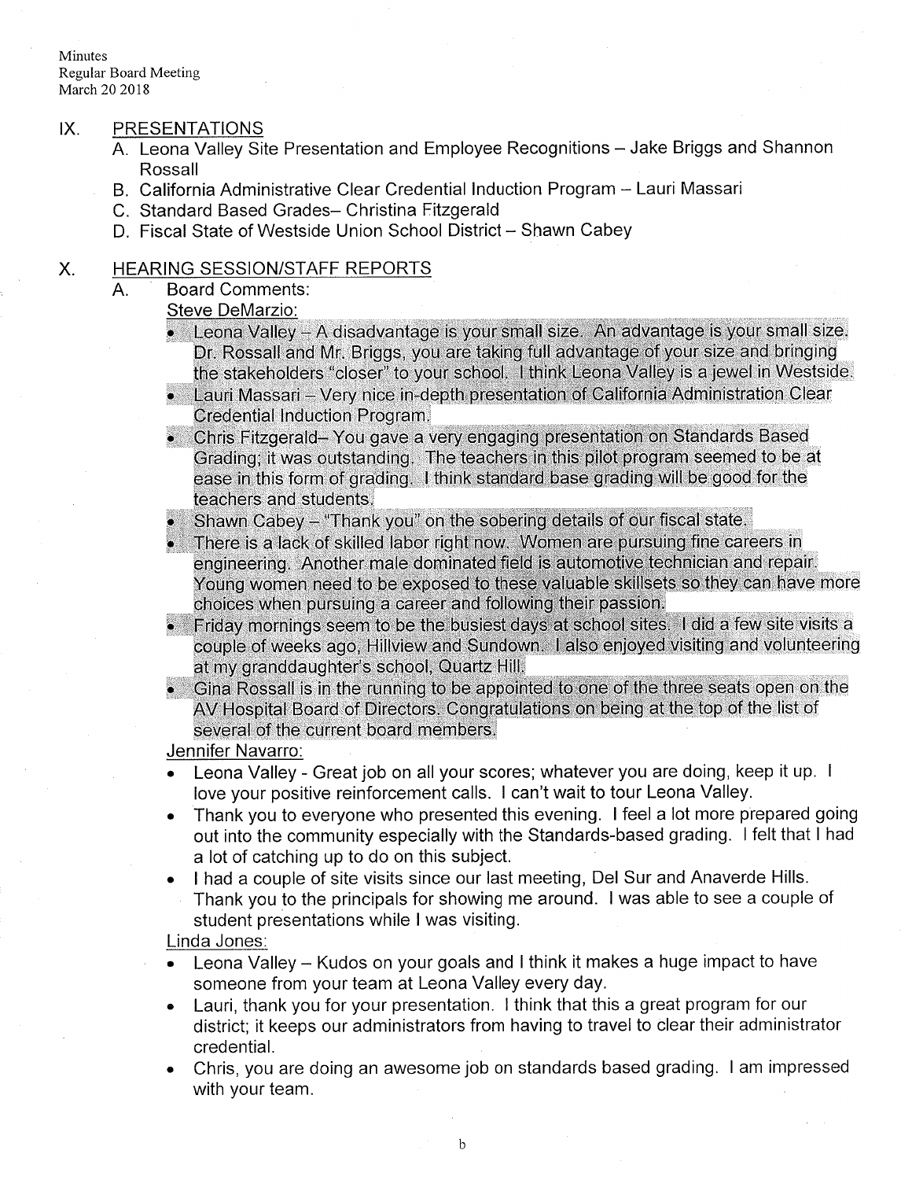## IX. PRESENTATIONS

A. Leona Valley Site Presentation and Employee Recognitions – Jake Briggs and Shannon Rossall

B. California Administrative Clear Credential Induction Program – Lauri Massari

C. Standard Based Grades– Christina Fitzgerald

D. Fiscal State of Westside Union School District – Shawn Cabey

## X. HEARING SESSION/STAFF REPORTS

A. Board Comments:

Steve DeMarzio:

- Leona Valley – A disadvantage is your small size. An advantage is your small size. Dr. Rossall and Mr. Briggs, you are taking full advantage of your size and bringing the stakeholders "closer" to your school. I think Leona Valley is a jewel in Westside.
- Lauri Massari – Very nice in-depth presentation of California Administration Clear Credential Induction Program.
- Chris Fitzgerald– You gave a very engaging presentation on Standards Based Grading; it was outstanding. The teachers in this pilot program seemed to be at ease in this form of grading. I think standard base grading will be good for the teachers and students.
- Shawn Cabey – "Thank you" on the sobering details of our fiscal state.
- There is a lack of skilled labor right now. Women are pursuing fine careers in engineering. Another male dominated field is automotive technician and repair. Young women need to be exposed to these valuable skillsets so they can have more choices when pursuing a career and following their passion.
- Friday mornings seem to be the busiest days at school sites. I did a few site visits a couple of weeks ago, Hillview and Sundown. I also enjoyed visiting and volunteering at my granddaughter's school, Quartz Hill.
- Gina Rossall is in the running to be appointed to one of the three seats open on the AV Hospital Board of Directors. Congratulations on being at the top of the list of several of the current board members.

Jennifer Navarro:

- Leona Valley - Great job on all your scores; whatever you are doing, keep it up. I love your positive reinforcement calls. I can't wait to tour Leona Valley.
- Thank you to everyone who presented this evening. I feel a lot more prepared going out into the community especially with the Standards-based grading. I felt that I had a lot of catching up to do on this subject.
- I had a couple of site visits since our last meeting, Del Sur and Anaverde Hills. Thank you to the principals for showing me around. I was able to see a couple of student presentations while I was visiting.

Linda Jones:

- Leona Valley – Kudos on your goals and I think it makes a huge impact to have someone from your team at Leona Valley every day.
- Lauri, thank you for your presentation. I think that this a great program for our district; it keeps our administrators from having to travel to clear their administrator credential.
- Chris, you are doing an awesome job on standards based grading. I am impressed with your team.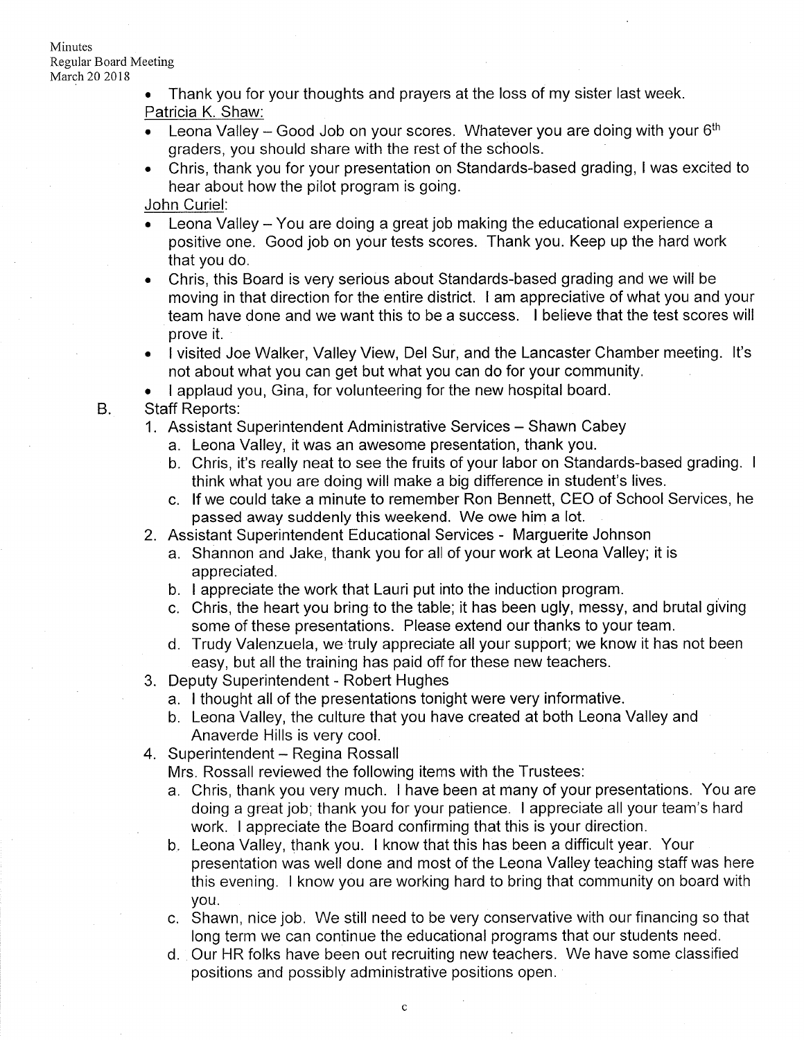- Thank you for your thoughts and prayers at the loss of my sister last week.

Patricia K. Shaw:

- Leona Valley – Good Job on your scores. Whatever you are doing with your 6th graders, you should share with the rest of the schools.
- Chris, thank you for your presentation on Standards-based grading, I was excited to hear about how the pilot program is going.

John Curiel:

- Leona Valley – You are doing a great job making the educational experience a positive one. Good job on your tests scores. Thank you. Keep up the hard work that you do.
- Chris, this Board is very serious about Standards-based grading and we will be moving in that direction for the entire district. I am appreciative of what you and your team have done and we want this to be a success. I believe that the test scores will prove it.
- I visited Joe Walker, Valley View, Del Sur, and the Lancaster Chamber meeting. It's not about what you can get but what you can do for your community.
- I applaud you, Gina, for volunteering for the new hospital board.

B. Staff Reports:

1. Assistant Superintendent Administrative Services – Shawn Cabey
   a. Leona Valley, it was an awesome presentation, thank you.
   b. Chris, it's really neat to see the fruits of your labor on Standards-based grading. I think what you are doing will make a big difference in student's lives.
   c. If we could take a minute to remember Ron Bennett, CEO of School Services, he passed away suddenly this weekend. We owe him a lot.
2. Assistant Superintendent Educational Services - Marguerite Johnson
   a. Shannon and Jake, thank you for all of your work at Leona Valley; it is appreciated.
   b. I appreciate the work that Lauri put into the induction program.
   c. Chris, the heart you bring to the table; it has been ugly, messy, and brutal giving some of these presentations. Please extend our thanks to your team.
   d. Trudy Valenzuela, we truly appreciate all your support; we know it has not been easy, but all the training has paid off for these new teachers.
3. Deputy Superintendent - Robert Hughes
   a. I thought all of the presentations tonight were very informative.
   b. Leona Valley, the culture that you have created at both Leona Valley and Anaverde Hills is very cool.
4. Superintendent – Regina Rossall

   Mrs. Rossall reviewed the following items with the Trustees:

   a. Chris, thank you very much. I have been at many of your presentations. You are doing a great job; thank you for your patience. I appreciate all your team's hard work. I appreciate the Board confirming that this is your direction.
   b. Leona Valley, thank you. I know that this has been a difficult year. Your presentation was well done and most of the Leona Valley teaching staff was here this evening. I know you are working hard to bring that community on board with you.
   c. Shawn, nice job. We still need to be very conservative with our financing so that long term we can continue the educational programs that our students need.
   d. Our HR folks have been out recruiting new teachers. We have some classified positions and possibly administrative positions open.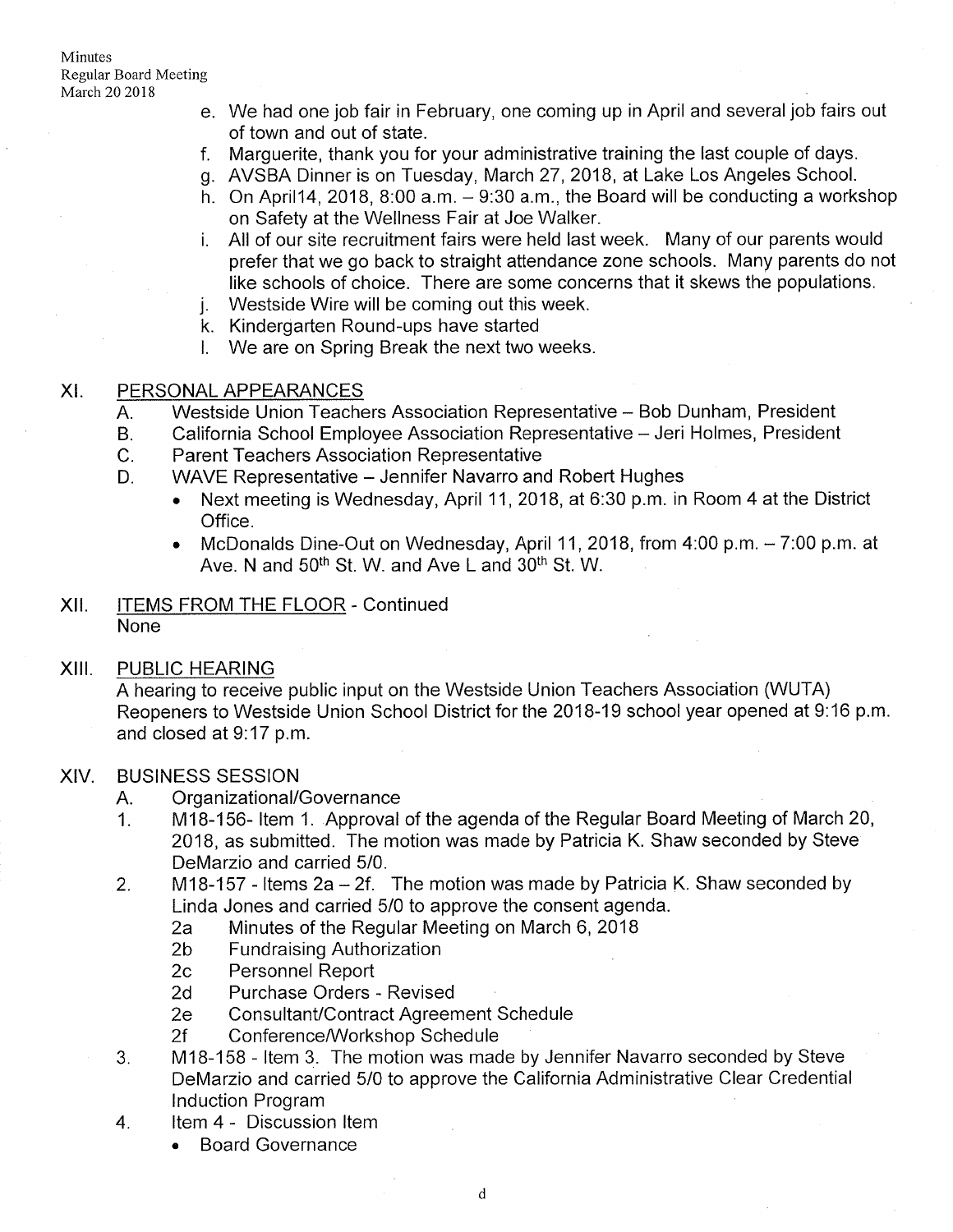e. We had one job fair in February, one coming up in April and several job fairs out of town and out of state.
f. Marguerite, thank you for your administrative training the last couple of days.
g. AVSBA Dinner is on Tuesday, March 27, 2018, at Lake Los Angeles School.
h. On April14, 2018, 8:00 a.m. – 9:30 a.m., the Board will be conducting a workshop on Safety at the Wellness Fair at Joe Walker.
i. All of our site recruitment fairs were held last week. Many of our parents would prefer that we go back to straight attendance zone schools. Many parents do not like schools of choice. There are some concerns that it skews the populations.
j. Westside Wire will be coming out this week.
k. Kindergarten Round-ups have started
l. We are on Spring Break the next two weeks.

## XI. PERSONAL APPEARANCES

A. Westside Union Teachers Association Representative – Bob Dunham, President
B. California School Employee Association Representative – Jeri Holmes, President
C. Parent Teachers Association Representative
D. WAVE Representative – Jennifer Navarro and Robert Hughes
- Next meeting is Wednesday, April 11, 2018, at 6:30 p.m. in Room 4 at the District Office.
- McDonalds Dine-Out on Wednesday, April 11, 2018, from 4:00 p.m. – 7:00 p.m. at Ave. N and 50th St. W. and Ave L and 30th St. W.

## XII. ITEMS FROM THE FLOOR - Continued

None

## XIII. PUBLIC HEARING

A hearing to receive public input on the Westside Union Teachers Association (WUTA) Reopeners to Westside Union School District for the 2018-19 school year opened at 9:16 p.m. and closed at 9:17 p.m.

## XIV. BUSINESS SESSION

A. Organizational/Governance

1. M18-156- Item 1. Approval of the agenda of the Regular Board Meeting of March 20, 2018, as submitted. The motion was made by Patricia K. Shaw seconded by Steve DeMarzio and carried 5/0.
2. M18-157 - Items 2a – 2f. The motion was made by Patricia K. Shaw seconded by Linda Jones and carried 5/0 to approve the consent agenda.
   - 2a Minutes of the Regular Meeting on March 6, 2018
   - 2b Fundraising Authorization
   - 2c Personnel Report
   - 2d Purchase Orders - Revised
   - 2e Consultant/Contract Agreement Schedule
   - 2f Conference/Workshop Schedule
3. M18-158 - Item 3. The motion was made by Jennifer Navarro seconded by Steve DeMarzio and carried 5/0 to approve the California Administrative Clear Credential Induction Program
4. Item 4 - Discussion Item
   - Board Governance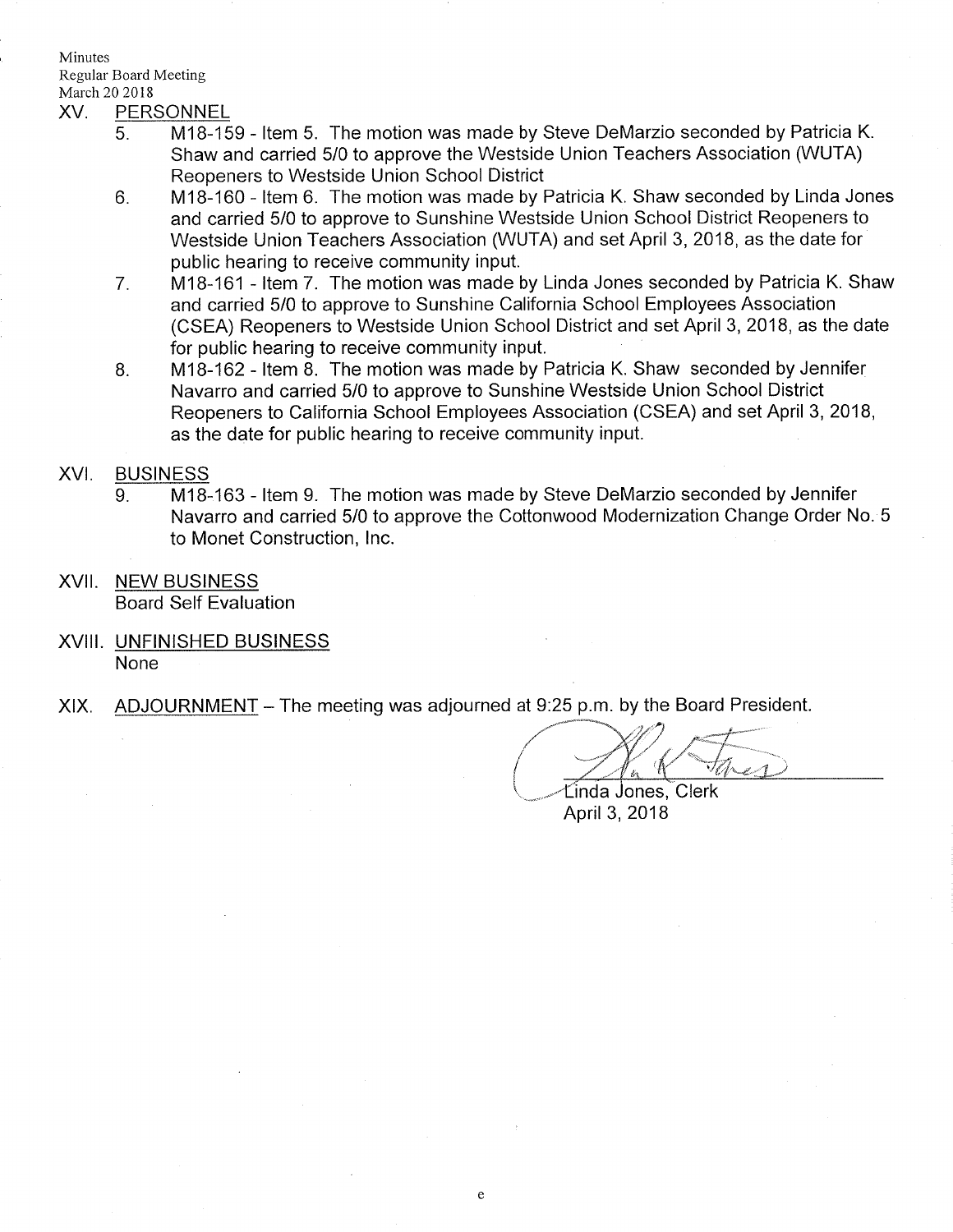## XV. PERSONNEL

5. M18-159 - Item 5. The motion was made by Steve DeMarzio seconded by Patricia K. Shaw and carried 5/0 to approve the Westside Union Teachers Association (WUTA) Reopeners to Westside Union School District
6. M18-160 - Item 6. The motion was made by Patricia K. Shaw seconded by Linda Jones and carried 5/0 to approve to Sunshine Westside Union School District Reopeners to Westside Union Teachers Association (WUTA) and set April 3, 2018, as the date for public hearing to receive community input.
7. M18-161 - Item 7. The motion was made by Linda Jones seconded by Patricia K. Shaw and carried 5/0 to approve to Sunshine California School Employees Association (CSEA) Reopeners to Westside Union School District and set April 3, 2018, as the date for public hearing to receive community input.
8. M18-162 - Item 8. The motion was made by Patricia K. Shaw seconded by Jennifer Navarro and carried 5/0 to approve to Sunshine Westside Union School District Reopeners to California School Employees Association (CSEA) and set April 3, 2018, as the date for public hearing to receive community input.

## XVI. BUSINESS

9. M18-163 - Item 9. The motion was made by Steve DeMarzio seconded by Jennifer Navarro and carried 5/0 to approve the Cottonwood Modernization Change Order No. 5 to Monet Construction, Inc.

## XVII. NEW BUSINESS

Board Self Evaluation

## XVIII. UNFINISHED BUSINESS

None

## XIX. ADJOURNMENT – The meeting was adjourned at 9:25 p.m. by the Board President.

Linda Jones, Clerk
April 3, 2018